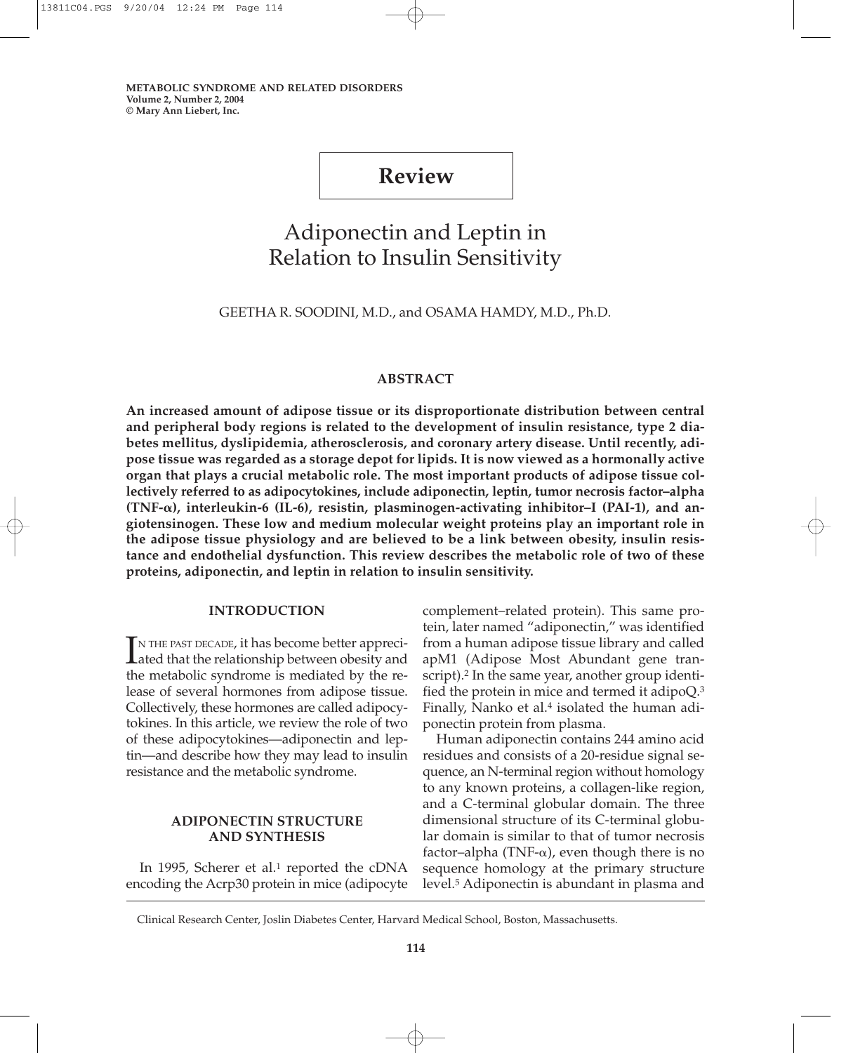METABOLIC SYNDROME AND RELATED DISORDERS
Volume 2, Number 2, 2004
© Mary Ann Liebert, Inc.

**Review**

# Adiponectin and Leptin in Relation to Insulin Sensitivity

GEETHA R. SOODINI, M.D., and OSAMA HAMDY, M.D., Ph.D.

## ABSTRACT

**An increased amount of adipose tissue or its disproportionate distribution between central and peripheral body regions is related to the development of insulin resistance, type 2 diabetes mellitus, dyslipidemia, atherosclerosis, and coronary artery disease. Until recently, adipose tissue was regarded as a storage depot for lipids. It is now viewed as a hormonally active organ that plays a crucial metabolic role. The most important products of adipose tissue collectively referred to as adipocytokines, include adiponectin, leptin, tumor necrosis factor–alpha (TNF-α), interleukin-6 (IL-6), resistin, plasminogen-activating inhibitor–I (PAI-1), and angiotensinogen. These low and medium molecular weight proteins play an important role in the adipose tissue physiology and are believed to be a link between obesity, insulin resistance and endothelial dysfunction. This review describes the metabolic role of two of these proteins, adiponectin, and leptin in relation to insulin sensitivity.**

## INTRODUCTION

In the past decade, it has become better appreciated that the relationship between obesity and the metabolic syndrome is mediated by the release of several hormones from adipose tissue. Collectively, these hormones are called adipocytokines. In this article, we review the role of two of these adipocytokines—adiponectin and leptin—and describe how they may lead to insulin resistance and the metabolic syndrome.

## ADIPONECTIN STRUCTURE AND SYNTHESIS

In 1995, Scherer et al.[1] reported the cDNA encoding the Acrp30 protein in mice (adipocyte complement–related protein). This same protein, later named "adiponectin," was identified from a human adipose tissue library and called apM1 (Adipose Most Abundant gene transcript).[2] In the same year, another group identified the protein in mice and termed it adipoQ.[3] Finally, Nanko et al.[4] isolated the human adiponectin protein from plasma.

Human adiponectin contains 244 amino acid residues and consists of a 20-residue signal sequence, an N-terminal region without homology to any known proteins, a collagen-like region, and a C-terminal globular domain. The three dimensional structure of its C-terminal globular domain is similar to that of tumor necrosis factor–alpha (TNF-α), even though there is no sequence homology at the primary structure level.[5] Adiponectin is abundant in plasma and

Clinical Research Center, Joslin Diabetes Center, Harvard Medical School, Boston, Massachusetts.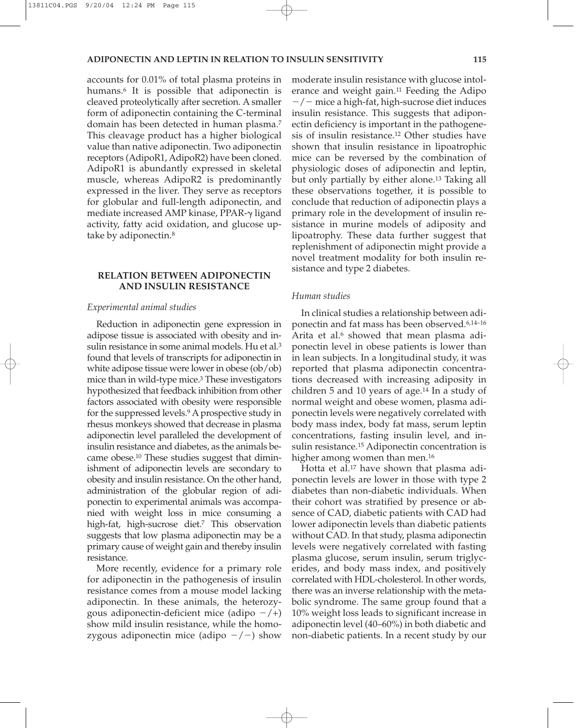accounts for 0.01% of total plasma proteins in humans.[6] It is possible that adiponectin is cleaved proteolytically after secretion. A smaller form of adiponectin containing the C-terminal domain has been detected in human plasma.[7] This cleavage product has a higher biological value than native adiponectin. Two adiponectin receptors (AdipoR1, AdipoR2) have been cloned. AdipoR1 is abundantly expressed in skeletal muscle, whereas AdipoR2 is predominantly expressed in the liver. They serve as receptors for globular and full-length adiponectin, and mediate increased AMP kinase, PPAR-$\gamma$ ligand activity, fatty acid oxidation, and glucose uptake by adiponectin.[8]

## RELATION BETWEEN ADIPONECTIN AND INSULIN RESISTANCE

### *Experimental animal studies*

Reduction in adiponectin gene expression in adipose tissue is associated with obesity and insulin resistance in some animal models. Hu et al.[3] found that levels of transcripts for adiponectin in white adipose tissue were lower in obese (ob/ob) mice than in wild-type mice.[3] These investigators hypothesized that feedback inhibition from other factors associated with obesity were responsible for the suppressed levels.[9] A prospective study in rhesus monkeys showed that decrease in plasma adiponectin level paralleled the development of insulin resistance and diabetes, as the animals became obese.[10] These studies suggest that diminishment of adiponectin levels are secondary to obesity and insulin resistance. On the other hand, administration of the globular region of adiponectin to experimental animals was accompanied with weight loss in mice consuming a high-fat, high-sucrose diet.[7] This observation suggests that low plasma adiponectin may be a primary cause of weight gain and thereby insulin resistance.

More recently, evidence for a primary role for adiponectin in the pathogenesis of insulin resistance comes from a mouse model lacking adiponectin. In these animals, the heterozygous adiponectin-deficient mice (adipo $-/+$) show mild insulin resistance, while the homozygous adiponectin mice (adipo $-/-$) show moderate insulin resistance with glucose intolerance and weight gain.[11] Feeding the Adipo $-/-$ mice a high-fat, high-sucrose diet induces insulin resistance. This suggests that adiponectin deficiency is important in the pathogenesis of insulin resistance.[12] Other studies have shown that insulin resistance in lipoatrophic mice can be reversed by the combination of physiologic doses of adiponectin and leptin, but only partially by either alone.[13] Taking all these observations together, it is possible to conclude that reduction of adiponectin plays a primary role in the development of insulin resistance in murine models of adiposity and lipoatrophy. These data further suggest that replenishment of adiponectin might provide a novel treatment modality for both insulin resistance and type 2 diabetes.

### *Human studies*

In clinical studies a relationship between adiponectin and fat mass has been observed.[6,14–16] Arita et al.[6] showed that mean plasma adiponectin level in obese patients is lower than in lean subjects. In a longitudinal study, it was reported that plasma adiponectin concentrations decreased with increasing adiposity in children 5 and 10 years of age.[14] In a study of normal weight and obese women, plasma adiponectin levels were negatively correlated with body mass index, body fat mass, serum leptin concentrations, fasting insulin level, and insulin resistance.[15] Adiponectin concentration is higher among women than men.[16]

Hotta et al.[17] have shown that plasma adiponectin levels are lower in those with type 2 diabetes than non-diabetic individuals. When their cohort was stratified by presence or absence of CAD, diabetic patients with CAD had lower adiponectin levels than diabetic patients without CAD. In that study, plasma adiponectin levels were negatively correlated with fasting plasma glucose, serum insulin, serum triglycerides, and body mass index, and positively correlated with HDL-cholesterol. In other words, there was an inverse relationship with the metabolic syndrome. The same group found that a 10% weight loss leads to significant increase in adiponectin level (40–60%) in both diabetic and non-diabetic patients. In a recent study by our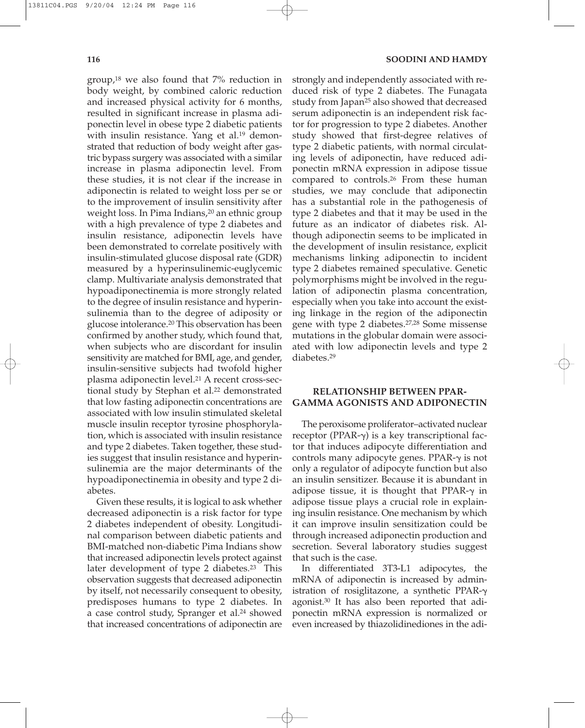group,[18] we also found that 7% reduction in body weight, by combined caloric reduction and increased physical activity for 6 months, resulted in significant increase in plasma adiponectin level in obese type 2 diabetic patients with insulin resistance. Yang et al.[19] demonstrated that reduction of body weight after gastric bypass surgery was associated with a similar increase in plasma adiponectin level. From these studies, it is not clear if the increase in adiponectin is related to weight loss per se or to the improvement of insulin sensitivity after weight loss. In Pima Indians,[20] an ethnic group with a high prevalence of type 2 diabetes and insulin resistance, adiponectin levels have been demonstrated to correlate positively with insulin-stimulated glucose disposal rate (GDR) measured by a hyperinsulinemic-euglycemic clamp. Multivariate analysis demonstrated that hypoadiponectinemia is more strongly related to the degree of insulin resistance and hyperinsulinemia than to the degree of adiposity or glucose intolerance.[20] This observation has been confirmed by another study, which found that, when subjects who are discordant for insulin sensitivity are matched for BMI, age, and gender, insulin-sensitive subjects had twofold higher plasma adiponectin level.[21] A recent cross-sectional study by Stephan et al.[22] demonstrated that low fasting adiponectin concentrations are associated with low insulin stimulated skeletal muscle insulin receptor tyrosine phosphorylation, which is associated with insulin resistance and type 2 diabetes. Taken together, these studies suggest that insulin resistance and hyperinsulinemia are the major determinants of the hypoadiponectinemia in obesity and type 2 diabetes.

Given these results, it is logical to ask whether decreased adiponectin is a risk factor for type 2 diabetes independent of obesity. Longitudinal comparison between diabetic patients and BMI-matched non-diabetic Pima Indians show that increased adiponectin levels protect against later development of type 2 diabetes.[23] This observation suggests that decreased adiponectin by itself, not necessarily consequent to obesity, predisposes humans to type 2 diabetes. In a case control study, Spranger et al.[24] showed that increased concentrations of adiponectin are strongly and independently associated with reduced risk of type 2 diabetes. The Funagata study from Japan[25] also showed that decreased serum adiponectin is an independent risk factor for progression to type 2 diabetes. Another study showed that first-degree relatives of type 2 diabetic patients, with normal circulating levels of adiponectin, have reduced adiponectin mRNA expression in adipose tissue compared to controls.[26] From these human studies, we may conclude that adiponectin has a substantial role in the pathogenesis of type 2 diabetes and that it may be used in the future as an indicator of diabetes risk. Although adiponectin seems to be implicated in the development of insulin resistance, explicit mechanisms linking adiponectin to incident type 2 diabetes remained speculative. Genetic polymorphisms might be involved in the regulation of adiponectin plasma concentration, especially when you take into account the existing linkage in the region of the adiponectin gene with type 2 diabetes.[27,28] Some missense mutations in the globular domain were associated with low adiponectin levels and type 2 diabetes.[29]

## RELATIONSHIP BETWEEN PPAR-GAMMA AGONISTS AND ADIPONECTIN

The peroxisome proliferator–activated nuclear receptor (PPAR-$\gamma$) is a key transcriptional factor that induces adipocyte differentiation and controls many adipocyte genes. PPAR-$\gamma$ is not only a regulator of adipocyte function but also an insulin sensitizer. Because it is abundant in adipose tissue, it is thought that PPAR-$\gamma$ in adipose tissue plays a crucial role in explaining insulin resistance. One mechanism by which it can improve insulin sensitization could be through increased adiponectin production and secretion. Several laboratory studies suggest that such is the case.

In differentiated 3T3-L1 adipocytes, the mRNA of adiponectin is increased by administration of rosiglitazone, a synthetic PPAR-$\gamma$ agonist.[30] It has also been reported that adiponectin mRNA expression is normalized or even increased by thiazolidinediones in the adi-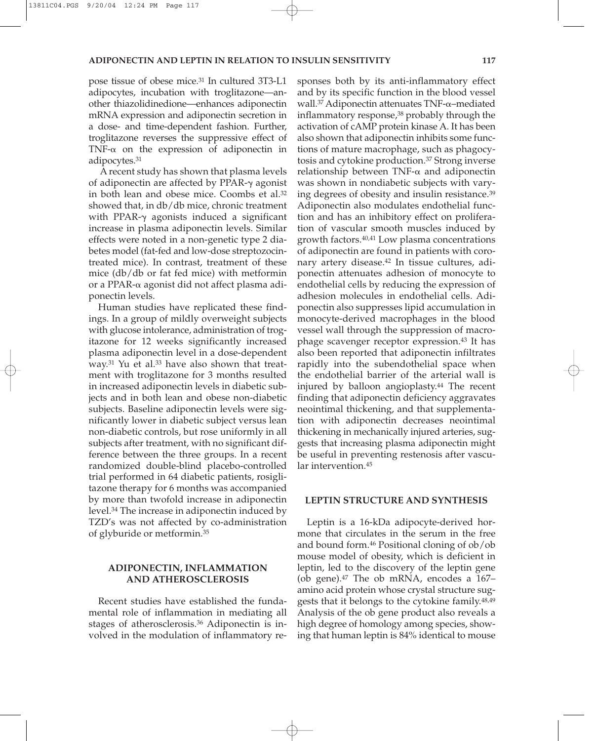pose tissue of obese mice.[31] In cultured 3T3-L1 adipocytes, incubation with troglitazone—another thiazolidinedione—enhances adiponectin mRNA expression and adiponectin secretion in a dose- and time-dependent fashion. Further, troglitazone reverses the suppressive effect of TNF-α on the expression of adiponectin in adipocytes.[31]

A recent study has shown that plasma levels of adiponectin are affected by PPAR-γ agonist in both lean and obese mice. Coombs et al.[32] showed that, in db/db mice, chronic treatment with PPAR-γ agonists induced a significant increase in plasma adiponectin levels. Similar effects were noted in a non-genetic type 2 diabetes model (fat-fed and low-dose streptozocin-treated mice). In contrast, treatment of these mice (db/db or fat fed mice) with metformin or a PPAR-α agonist did not affect plasma adiponectin levels.

Human studies have replicated these findings. In a group of mildly overweight subjects with glucose intolerance, administration of trogitazone for 12 weeks significantly increased plasma adiponectin level in a dose-dependent way.[31] Yu et al.[33] have also shown that treatment with troglitazone for 3 months resulted in increased adiponectin levels in diabetic subjects and in both lean and obese non-diabetic subjects. Baseline adiponectin levels were significantly lower in diabetic subject versus lean non-diabetic controls, but rose uniformly in all subjects after treatment, with no significant difference between the three groups. In a recent randomized double-blind placebo-controlled trial performed in 64 diabetic patients, rosiglitazone therapy for 6 months was accompanied by more than twofold increase in adiponectin level.[34] The increase in adiponectin induced by TZD's was not affected by co-administration of glyburide or metformin.[35]

## ADIPONECTIN, INFLAMMATION AND ATHEROSCLEROSIS

Recent studies have established the fundamental role of inflammation in mediating all stages of atherosclerosis.[36] Adiponectin is involved in the modulation of inflammatory responses both by its anti-inflammatory effect and by its specific function in the blood vessel wall.[37] Adiponectin attenuates TNF-α–mediated inflammatory response,[38] probably through the activation of cAMP protein kinase A. It has been also shown that adiponectin inhibits some functions of mature macrophage, such as phagocytosis and cytokine production.[37] Strong inverse relationship between TNF-α and adiponectin was shown in nondiabetic subjects with varying degrees of obesity and insulin resistance.[39] Adiponectin also modulates endothelial function and has an inhibitory effect on proliferation of vascular smooth muscles induced by growth factors.[40,41] Low plasma concentrations of adiponectin are found in patients with coronary artery disease.[42] In tissue cultures, adiponectin attenuates adhesion of monocyte to endothelial cells by reducing the expression of adhesion molecules in endothelial cells. Adiponectin also suppresses lipid accumulation in monocyte-derived macrophages in the blood vessel wall through the suppression of macrophage scavenger receptor expression.[43] It has also been reported that adiponectin infiltrates rapidly into the subendothelial space when the endothelial barrier of the arterial wall is injured by balloon angioplasty.[44] The recent finding that adiponectin deficiency aggravates neointimal thickening, and that supplementation with adiponectin decreases neointimal thickening in mechanically injured arteries, suggests that increasing plasma adiponectin might be useful in preventing restenosis after vascular intervention.[45]

## LEPTIN STRUCTURE AND SYNTHESIS

Leptin is a 16-kDa adipocyte-derived hormone that circulates in the serum in the free and bound form.[46] Positional cloning of ob/ob mouse model of obesity, which is deficient in leptin, led to the discovery of the leptin gene (ob gene).[47] The ob mRNA, encodes a 167–amino acid protein whose crystal structure suggests that it belongs to the cytokine family.[48,49] Analysis of the ob gene product also reveals a high degree of homology among species, showing that human leptin is 84% identical to mouse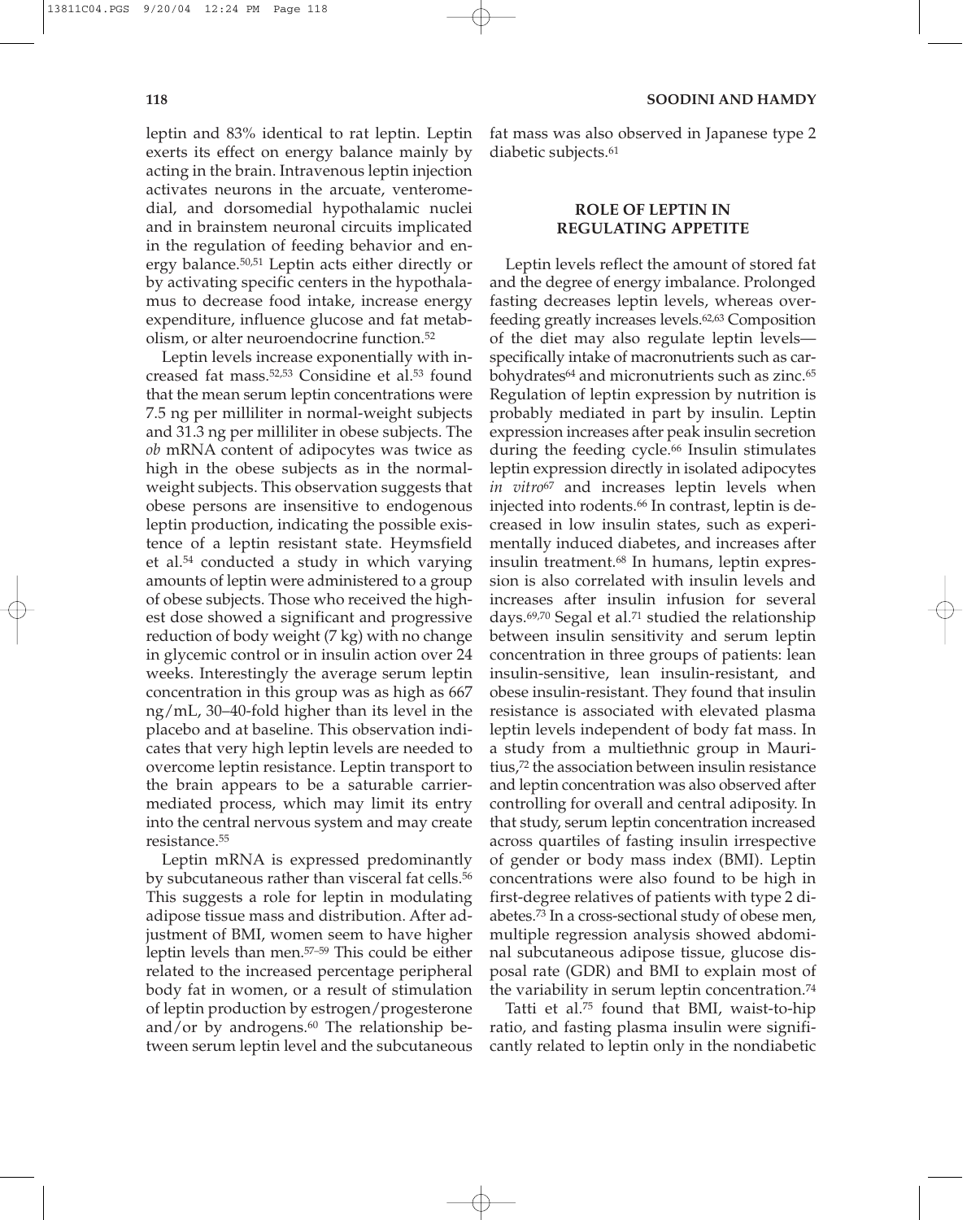leptin and 83% identical to rat leptin. Leptin exerts its effect on energy balance mainly by acting in the brain. Intravenous leptin injection activates neurons in the arcuate, ventromedial, and dorsomedial hypothalamic nuclei and in brainstem neuronal circuits implicated in the regulation of feeding behavior and energy balance.[50,51] Leptin acts either directly or by activating specific centers in the hypothalamus to decrease food intake, increase energy expenditure, influence glucose and fat metabolism, or alter neuroendocrine function.[52]

Leptin levels increase exponentially with increased fat mass.[52,53] Considine et al.[53] found that the mean serum leptin concentrations were 7.5 ng per milliliter in normal-weight subjects and 31.3 ng per milliliter in obese subjects. The *ob* mRNA content of adipocytes was twice as high in the obese subjects as in the normal-weight subjects. This observation suggests that obese persons are insensitive to endogenous leptin production, indicating the possible existence of a leptin resistant state. Heymsfield et al.[54] conducted a study in which varying amounts of leptin were administered to a group of obese subjects. Those who received the highest dose showed a significant and progressive reduction of body weight (7 kg) with no change in glycemic control or in insulin action over 24 weeks. Interestingly the average serum leptin concentration in this group was as high as 667 ng/mL, 30–40-fold higher than its level in the placebo and at baseline. This observation indicates that very high leptin levels are needed to overcome leptin resistance. Leptin transport to the brain appears to be a saturable carrier-mediated process, which may limit its entry into the central nervous system and may create resistance.[55]

Leptin mRNA is expressed predominantly by subcutaneous rather than visceral fat cells.[56] This suggests a role for leptin in modulating adipose tissue mass and distribution. After adjustment of BMI, women seem to have higher leptin levels than men.[57–59] This could be either related to the increased percentage peripheral body fat in women, or a result of stimulation of leptin production by estrogen/progesterone and/or by androgens.[60] The relationship between serum leptin level and the subcutaneous fat mass was also observed in Japanese type 2 diabetic subjects.[61]

## ROLE OF LEPTIN IN REGULATING APPETITE

Leptin levels reflect the amount of stored fat and the degree of energy imbalance. Prolonged fasting decreases leptin levels, whereas overfeeding greatly increases levels.[62,63] Composition of the diet may also regulate leptin levels—specifically intake of macronutrients such as carbohydrates[64] and micronutrients such as zinc.[65] Regulation of leptin expression by nutrition is probably mediated in part by insulin. Leptin expression increases after peak insulin secretion during the feeding cycle.[66] Insulin stimulates leptin expression directly in isolated adipocytes *in vitro*[67] and increases leptin levels when injected into rodents.[66] In contrast, leptin is decreased in low insulin states, such as experimentally induced diabetes, and increases after insulin treatment.[68] In humans, leptin expression is also correlated with insulin levels and increases after insulin infusion for several days.[69,70] Segal et al.[71] studied the relationship between insulin sensitivity and serum leptin concentration in three groups of patients: lean insulin-sensitive, lean insulin-resistant, and obese insulin-resistant. They found that insulin resistance is associated with elevated plasma leptin levels independent of body fat mass. In a study from a multiethnic group in Mauritius,[72] the association between insulin resistance and leptin concentration was also observed after controlling for overall and central adiposity. In that study, serum leptin concentration increased across quartiles of fasting insulin irrespective of gender or body mass index (BMI). Leptin concentrations were also found to be high in first-degree relatives of patients with type 2 diabetes.[73] In a cross-sectional study of obese men, multiple regression analysis showed abdominal subcutaneous adipose tissue, glucose disposal rate (GDR) and BMI to explain most of the variability in serum leptin concentration.[74]

Tatti et al.[75] found that BMI, waist-to-hip ratio, and fasting plasma insulin were significantly related to leptin only in the nondiabetic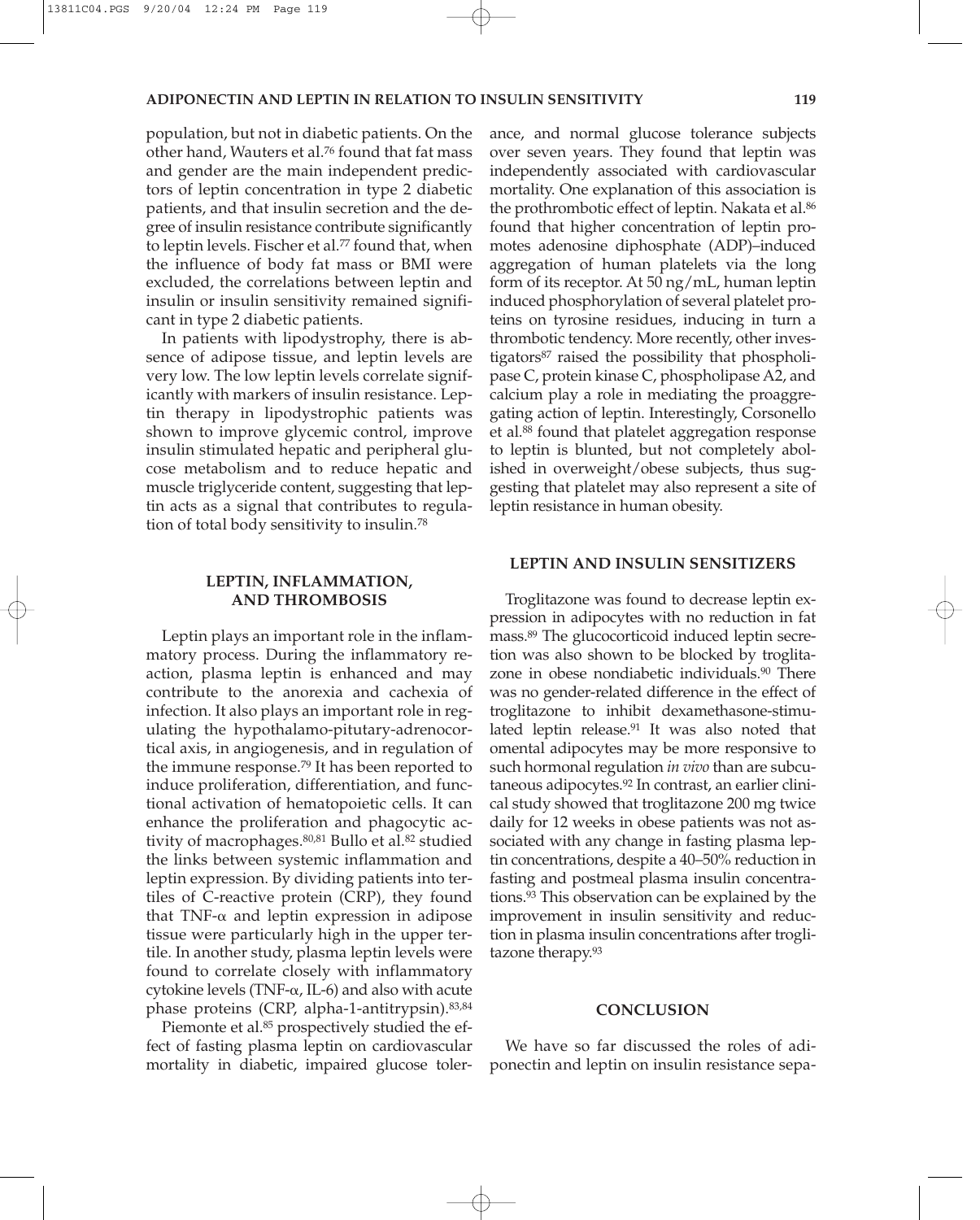population, but not in diabetic patients. On the other hand, Wauters et al.[76] found that fat mass and gender are the main independent predictors of leptin concentration in type 2 diabetic patients, and that insulin secretion and the degree of insulin resistance contribute significantly to leptin levels. Fischer et al.[77] found that, when the influence of body fat mass or BMI were excluded, the correlations between leptin and insulin or insulin sensitivity remained significant in type 2 diabetic patients.

In patients with lipodystrophy, there is absence of adipose tissue, and leptin levels are very low. The low leptin levels correlate significantly with markers of insulin resistance. Leptin therapy in lipodystrophic patients was shown to improve glycemic control, improve insulin stimulated hepatic and peripheral glucose metabolism and to reduce hepatic and muscle triglyceride content, suggesting that leptin acts as a signal that contributes to regulation of total body sensitivity to insulin.[78]

## LEPTIN, INFLAMMATION, AND THROMBOSIS

Leptin plays an important role in the inflammatory process. During the inflammatory reaction, plasma leptin is enhanced and may contribute to the anorexia and cachexia of infection. It also plays an important role in regulating the hypothalamo-pituitary-adrenocortical axis, in angiogenesis, and in regulation of the immune response.[79] It has been reported to induce proliferation, differentiation, and functional activation of hematopoietic cells. It can enhance the proliferation and phagocytic activity of macrophages.[80,81] Bullo et al.[82] studied the links between systemic inflammation and leptin expression. By dividing patients into tertiles of C-reactive protein (CRP), they found that TNF-$\alpha$ and leptin expression in adipose tissue were particularly high in the upper tertile. In another study, plasma leptin levels were found to correlate closely with inflammatory cytokine levels (TNF-$\alpha$, IL-6) and also with acute phase proteins (CRP, alpha-1-antitrypsin).[83,84]

Piemonte et al.[85] prospectively studied the effect of fasting plasma leptin on cardiovascular mortality in diabetic, impaired glucose tolerance, and normal glucose tolerance subjects over seven years. They found that leptin was independently associated with cardiovascular mortality. One explanation of this association is the prothrombotic effect of leptin. Nakata et al.[86] found that higher concentration of leptin promotes adenosine diphosphate (ADP)–induced aggregation of human platelets via the long form of its receptor. At 50 ng/mL, human leptin induced phosphorylation of several platelet proteins on tyrosine residues, inducing in turn a thrombotic tendency. More recently, other investigators[87] raised the possibility that phospholipase C, protein kinase C, phospholipase A2, and calcium play a role in mediating the proaggregating action of leptin. Interestingly, Corsonello et al.[88] found that platelet aggregation response to leptin is blunted, but not completely abolished in overweight/obese subjects, thus suggesting that platelet may also represent a site of leptin resistance in human obesity.

## LEPTIN AND INSULIN SENSITIZERS

Troglitazone was found to decrease leptin expression in adipocytes with no reduction in fat mass.[89] The glucocorticoid induced leptin secretion was also shown to be blocked by troglitazone in obese nondiabetic individuals.[90] There was no gender-related difference in the effect of troglitazone to inhibit dexamethasone-stimulated leptin release.[91] It was also noted that omental adipocytes may be more responsive to such hormonal regulation *in vivo* than are subcutaneous adipocytes.[92] In contrast, an earlier clinical study showed that troglitazone 200 mg twice daily for 12 weeks in obese patients was not associated with any change in fasting plasma leptin concentrations, despite a 40–50% reduction in fasting and postmeal plasma insulin concentrations.[93] This observation can be explained by the improvement in insulin sensitivity and reduction in plasma insulin concentrations after troglitazone therapy.[93]

## CONCLUSION

We have so far discussed the roles of adiponectin and leptin on insulin resistance sepa-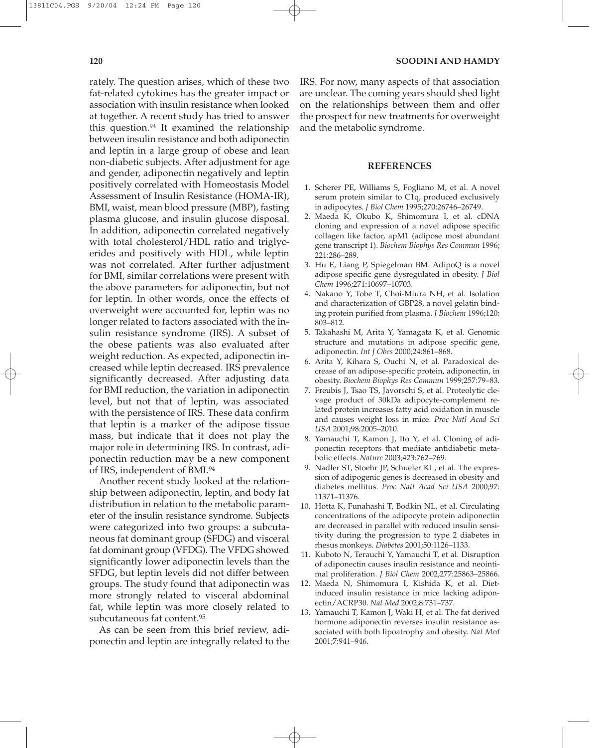rately. The question arises, which of these two fat-related cytokines has the greater impact or association with insulin resistance when looked at together. A recent study has tried to answer this question.[94] It examined the relationship between insulin resistance and both adiponectin and leptin in a large group of obese and lean non-diabetic subjects. After adjustment for age and gender, adiponectin negatively and leptin positively correlated with Homeostasis Model Assessment of Insulin Resistance (HOMA-IR), BMI, waist, mean blood pressure (MBP), fasting plasma glucose, and insulin glucose disposal. In addition, adiponectin correlated negatively with total cholesterol/HDL ratio and triglycerides and positively with HDL, while leptin was not correlated. After further adjustment for BMI, similar correlations were present with the above parameters for adiponectin, but not for leptin. In other words, once the effects of overweight were accounted for, leptin was no longer related to factors associated with the insulin resistance syndrome (IRS). A subset of the obese patients was also evaluated after weight reduction. As expected, adiponectin increased while leptin decreased. IRS prevalence significantly decreased. After adjusting data for BMI reduction, the variation in adiponectin level, but not that of leptin, was associated with the persistence of IRS. These data confirm that leptin is a marker of the adipose tissue mass, but indicate that it does not play the major role in determining IRS. In contrast, adiponectin reduction may be a new component of IRS, independent of BMI.[94]

Another recent study looked at the relationship between adiponectin, leptin, and body fat distribution in relation to the metabolic parameter of the insulin resistance syndrome. Subjects were categorized into two groups: a subcutaneous fat dominant group (SFDG) and visceral fat dominant group (VFDG). The VFDG showed significantly lower adiponectin levels than the SFDG, but leptin levels did not differ between groups. The study found that adiponectin was more strongly related to visceral abdominal fat, while leptin was more closely related to subcutaneous fat content.[95]

As can be seen from this brief review, adiponectin and leptin are integrally related to the IRS. For now, many aspects of that association are unclear. The coming years should shed light on the relationships between them and offer the prospect for new treatments for overweight and the metabolic syndrome.

## REFERENCES

1. Scherer PE, Williams S, Fogliano M, et al. A novel serum protein similar to C1q, produced exclusively in adipocytes. *J Biol Chem* 1995;270:26746–26749.
2. Maeda K, Okubo K, Shimomura I, et al. cDNA cloning and expression of a novel adipose specific collagen like factor, apM1 (adipose most abundant gene transcript 1). *Biochem Biophys Res Commun* 1996; 221:286–289.
3. Hu E, Liang P, Spiegelman BM. AdipoQ is a novel adipose specific gene dysregulated in obesity. *J Biol Chem* 1996;271:10697–10703.
4. Nakano Y, Tobe T, Choi-Miura NH, et al. Isolation and characterization of GBP28, a novel gelatin binding protein purified from plasma. *J Biochem* 1996;120: 803–812.
5. Takahashi M, Arita Y, Yamagata K, et al. Genomic structure and mutations in adipose specific gene, adiponectin. *Int J Obes* 2000;24:861–868.
6. Arita Y, Kihara S, Ouchi N, et al. Paradoxical decrease of an adipose-specific protein, adiponectin, in obesity. *Biochem Biophys Res Commun* 1999;257:79–83.
7. Freubis J, Tsao TS, Javorschi S, et al. Proteolytic clevage product of 30kDa adipocyte-complement related protein increases fatty acid oxidation in muscle and causes weight loss in mice. *Proc Natl Acad Sci USA* 2001;98:2005–2010.
8. Yamauchi T, Kamon J, Ito Y, et al. Cloning of adiponectin receptors that mediate antidiabetic metabolic effects. *Nature* 2003;423:762–769.
9. Nadler ST, Stoehr JP, Schueler KL, et al. The expression of adipogenic genes is decreased in obesity and diabetes mellitus. *Proc Natl Acad Sci USA* 2000;97: 11371–11376.
10. Hotta K, Funahashi T, Bodkin NL, et al. Circulating concentrations of the adipocyte protein adiponectin are decreased in parallel with reduced insulin sensitivity during the progression to type 2 diabetes in rhesus monkeys. *Diabetes* 2001;50:1126–1133.
11. Kuboto N, Terauchi Y, Yamauchi T, et al. Disruption of adiponectin causes insulin resistance and neointimal proliferation. *J Biol Chem* 2002;277:25863–25866.
12. Maeda N, Shimomura I, Kishida K, et al. Diet-induced insulin resistance in mice lacking adiponectin/ACRP30. *Nat Med* 2002;8:731–737.
13. Yamauchi T, Kamon J, Waki H, et al. The fat derived hormone adiponectin reverses insulin resistance associated with both lipoatrophy and obesity. *Nat Med* 2001;7:941–946.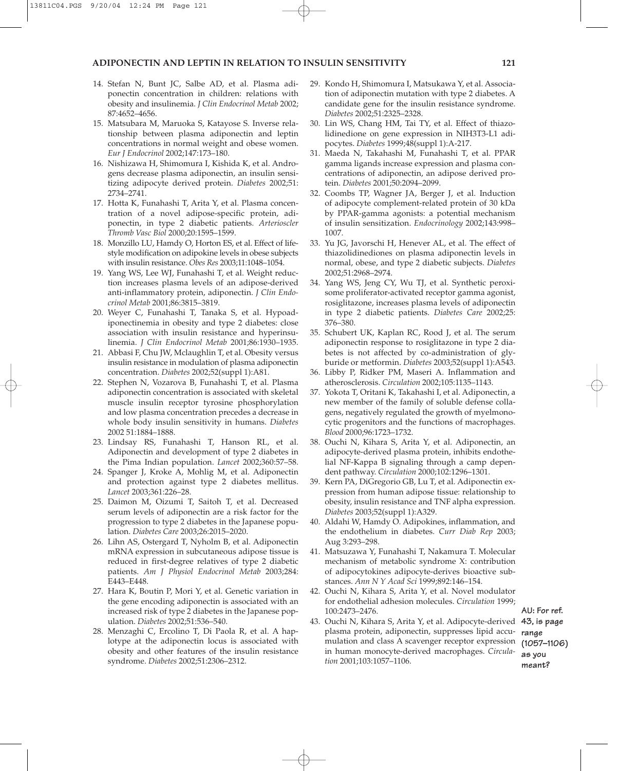14. Stefan N, Bunt JC, Salbe AD, et al. Plasma adiponectin concentration in children: relations with obesity and insulinemia. *J Clin Endocrinol Metab* 2002; 87:4652–4656.
15. Matsubara M, Maruoka S, Katayose S. Inverse relationship between plasma adiponectin and leptin concentrations in normal weight and obese women. *Eur J Endocrinol* 2002;147:173–180.
16. Nishizawa H, Shimomura I, Kishida K, et al. Androgens decrease plasma adiponectin, an insulin sensitizing adipocyte derived protein. *Diabetes* 2002;51: 2734–2741.
17. Hotta K, Funahashi T, Arita Y, et al. Plasma concentration of a novel adipose-specific protein, adiponectin, in type 2 diabetic patients. *Arterioscler Thromb Vasc Biol* 2000;20:1595–1599.
18. Monzillo LU, Hamdy O, Horton ES, et al. Effect of lifestyle modification on adipokine levels in obese subjects with insulin resistance. *Obes Res* 2003;11:1048–1054.
19. Yang WS, Lee WJ, Funahashi T, et al. Weight reduction increases plasma levels of an adipose-derived anti-inflammatory protein, adiponectin. *J Clin Endocrinol Metab* 2001;86:3815–3819.
20. Weyer C, Funahashi T, Tanaka S, et al. Hypoadiponectinemia in obesity and type 2 diabetes: close association with insulin resistance and hyperinsulinemia. *J Clin Endocrinol Metab* 2001;86:1930–1935.
21. Abbasi F, Chu JW, Mclaughlin T, et al. Obesity versus insulin resistance in modulation of plasma adiponectin concentration. *Diabetes* 2002;52(suppl 1):A81.
22. Stephen N, Vozarova B, Funahashi T, et al. Plasma adiponectin concentration is associated with skeletal muscle insulin receptor tyrosine phosphorylation and low plasma concentration precedes a decrease in whole body insulin sensitivity in humans. *Diabetes* 2002 51:1884–1888.
23. Lindsay RS, Funahashi T, Hanson RL, et al. Adiponectin and development of type 2 diabetes in the Pima Indian population. *Lancet* 2002;360:57–58.
24. Spanger J, Kroke A, Mohlig M, et al. Adiponectin and protection against type 2 diabetes mellitus. *Lancet* 2003;361:226–28.
25. Daimon M, Oizumi T, Saitoh T, et al. Decreased serum levels of adiponectin are a risk factor for the progression to type 2 diabetes in the Japanese population. *Diabetes Care* 2003;26:2015–2020.
26. Lihn AS, Ostergard T, Nyholm B, et al. Adiponectin mRNA expression in subcutaneous adipose tissue is reduced in first-degree relatives of type 2 diabetic patients. *Am J Physiol Endocrinol Metab* 2003;284: E443–E448.
27. Hara K, Boutin P, Mori Y, et al. Genetic variation in the gene encoding adiponectin is associated with an increased risk of type 2 diabetes in the Japanese population. *Diabetes* 2002;51:536–540.
28. Menzaghi C, Ercolino T, Di Paola R, et al. A haplotype at the adiponectin locus is associated with obesity and other features of the insulin resistance syndrome. *Diabetes* 2002;51:2306–2312.
29. Kondo H, Shimomura I, Matsukawa Y, et al. Association of adiponectin mutation with type 2 diabetes. A candidate gene for the insulin resistance syndrome. *Diabetes* 2002;51:2325–2328.
30. Lin WS, Chang HM, Tai TY, et al. Effect of thiazolidinedione on gene expression in NIH3T3-L1 adipocytes. *Diabetes* 1999;48(suppl 1):A-217.
31. Maeda N, Takahashi M, Funahashi T, et al. PPAR gamma ligands increase expression and plasma concentrations of adiponectin, an adipose derived protein. *Diabetes* 2001;50:2094–2099.
32. Coombs TP, Wagner JA, Berger J, et al. Induction of adipocyte complement-related protein of 30 kDa by PPAR-gamma agonists: a potential mechanism of insulin sensitization. *Endocrinology* 2002;143:998–1007.
33. Yu JG, Javorschi H, Henever AL, et al. The effect of thiazolidinediones on plasma adiponectin levels in normal, obese, and type 2 diabetic subjects. *Diabetes* 2002;51:2968–2974.
34. Yang WS, Jeng CY, Wu TJ, et al. Synthetic peroxisome proliferator-activated receptor gamma agonist, rosiglitazone, increases plasma levels of adiponectin in type 2 diabetic patients. *Diabetes Care* 2002;25: 376–380.
35. Schubert UK, Kaplan RC, Rood J, et al. The serum adiponectin response to rosiglitazone in type 2 diabetes is not affected by co-administration of glyburide or metformin. *Diabetes* 2003;52(suppl 1):A543.
36. Libby P, Ridker PM, Maseri A. Inflammation and atherosclerosis. *Circulation* 2002;105:1135–1143.
37. Yokota T, Oritani K, Takahashi I, et al. Adiponectin, a new member of the family of soluble defense collagens, negatively regulated the growth of myelmonocytic progenitors and the functions of macrophages. *Blood* 2000;96:1723–1732.
38. Ouchi N, Kihara S, Arita Y, et al. Adiponectin, an adipocyte-derived plasma protein, inhibits endothelial NF-Kappa B signaling through a camp dependent pathway. *Circulation* 2000;102:1296–1301.
39. Kern PA, DiGregorio GB, Lu T, et al. Adiponectin expression from human adipose tissue: relationship to obesity, insulin resistance and TNF alpha expression. *Diabetes* 2003;52(suppl 1):A329.
40. Aldahi W, Hamdy O. Adipokines, inflammation, and the endothelium in diabetes. *Curr Diab Rep* 2003; Aug 3:293–298.
41. Matsuzawa Y, Funahashi T, Nakamura T. Molecular mechanism of metabolic syndrome X: contribution of adipocytokines adipocyte-derives bioactive substances. *Ann N Y Acad Sci* 1999;892:146–154.
42. Ouchi N, Kihara S, Arita Y, et al. Novel modulator for endothelial adhesion molecules. *Circulation* 1999; 100:2473–2476.
43. Ouchi N, Kihara S, Arita Y, et al. Adipocyte-derived plasma protein, adiponectin, suppresses lipid accumulation and class A scavenger receptor expression in human monocyte-derived macrophages. *Circulation* 2001;103:1057–1106.

**AU: For ref. 43, is page range (1057–1106) as you meant?**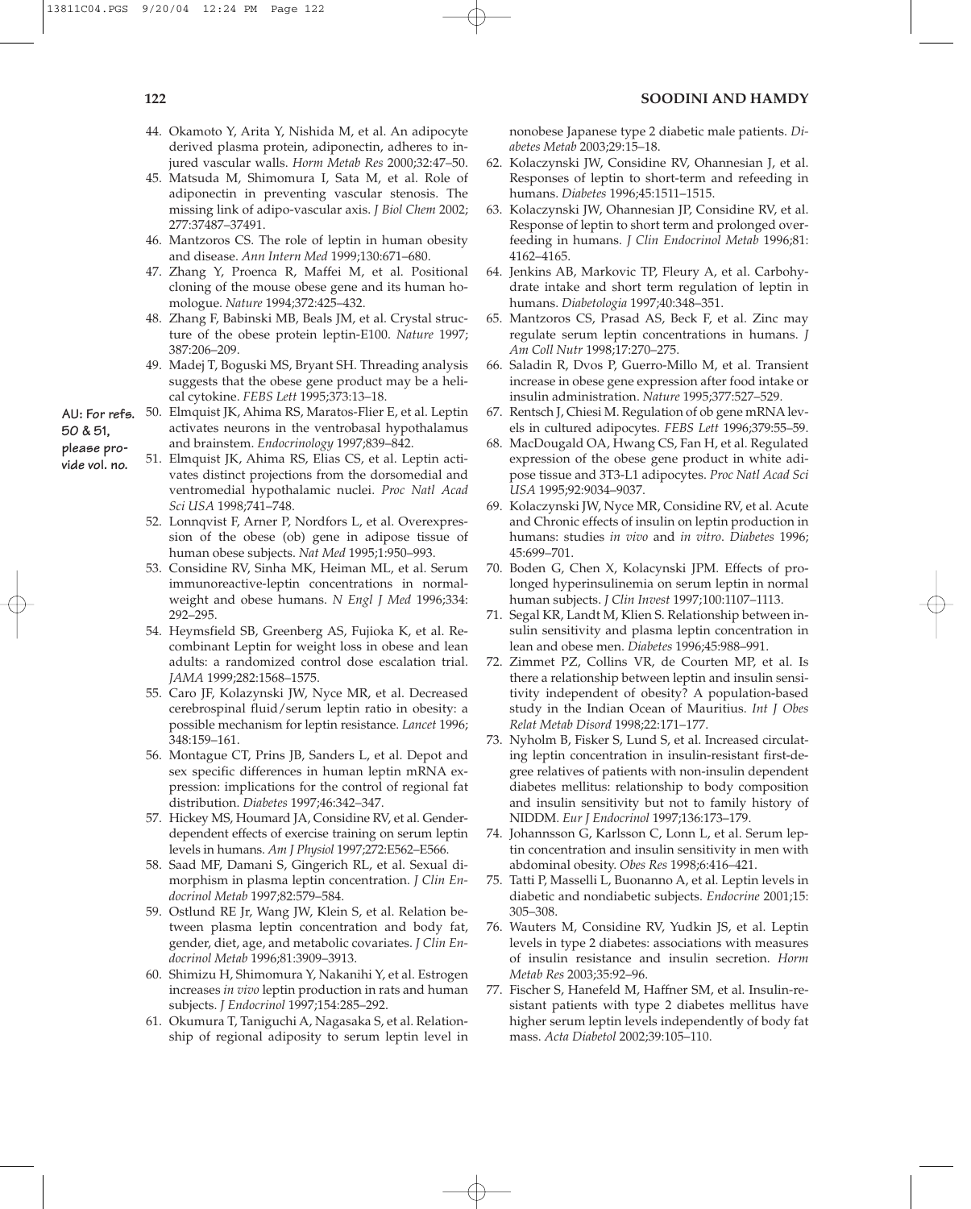44. Okamoto Y, Arita Y, Nishida M, et al. An adipocyte derived plasma protein, adiponectin, adheres to injured vascular walls. *Horm Metab Res* 2000;32:47–50.
45. Matsuda M, Shimomura I, Sata M, et al. Role of adiponectin in preventing vascular stenosis. The missing link of adipo-vascular axis. *J Biol Chem* 2002; 277:37487–37491.
46. Mantzoros CS. The role of leptin in human obesity and disease. *Ann Intern Med* 1999;130:671–680.
47. Zhang Y, Proenca R, Maffei M, et al. Positional cloning of the mouse obese gene and its human homologue. *Nature* 1994;372:425–432.
48. Zhang F, Babinski MB, Beals JM, et al. Crystal structure of the obese protein leptin-E100. *Nature* 1997; 387:206–209.
49. Madej T, Boguski MS, Bryant SH. Threading analysis suggests that the obese gene product may be a helical cytokine. *FEBS Lett* 1995;373:13–18.
50. Elmquist JK, Ahima RS, Maratos-Flier E, et al. Leptin activates neurons in the ventrobasal hypothalamus and brainstem. *Endocrinology* 1997;839–842.
51. Elmquist JK, Ahima RS, Elias CS, et al. Leptin activates distinct projections from the dorsomedial and ventromedial hypothalamic nuclei. *Proc Natl Acad Sci USA* 1998;741–748.
52. Lonnqvist F, Arner P, Nordfors L, et al. Overexpression of the obese (ob) gene in adipose tissue of human obese subjects. *Nat Med* 1995;1:950–993.
53. Considine RV, Sinha MK, Heiman ML, et al. Serum immunoreactive-leptin concentrations in normal-weight and obese humans. *N Engl J Med* 1996;334: 292–295.
54. Heymsfield SB, Greenberg AS, Fujioka K, et al. Recombinant Leptin for weight loss in obese and lean adults: a randomized control dose escalation trial. *JAMA* 1999;282:1568–1575.
55. Caro JF, Kolazynski JW, Nyce MR, et al. Decreased cerebrospinal fluid/serum leptin ratio in obesity: a possible mechanism for leptin resistance. *Lancet* 1996; 348:159–161.
56. Montague CT, Prins JB, Sanders L, et al. Depot and sex specific differences in human leptin mRNA expression: implications for the control of regional fat distribution. *Diabetes* 1997;46:342–347.
57. Hickey MS, Houmard JA, Considine RV, et al. Gender-dependent effects of exercise training on serum leptin levels in humans. *Am J Physiol* 1997;272:E562–E566.
58. Saad MF, Damani S, Gingerich RL, et al. Sexual dimorphism in plasma leptin concentration. *J Clin Endocrinol Metab* 1997;82:579–584.
59. Ostlund RE Jr, Wang JW, Klein S, et al. Relation between plasma leptin concentration and body fat, gender, diet, age, and metabolic covariates. *J Clin Endocrinol Metab* 1996;81:3909–3913.
60. Shimizu H, Shimomura Y, Nakanihi Y, et al. Estrogen increases *in vivo* leptin production in rats and human subjects. *J Endocrinol* 1997;154:285–292.
61. Okumura T, Taniguchi A, Nagasaka S, et al. Relationship of regional adiposity to serum leptin level in nonobese Japanese type 2 diabetic male patients. *Diabetes Metab* 2003;29:15–18.
62. Kolaczynski JW, Considine RV, Ohannesian J, et al. Responses of leptin to short-term and refeeding in humans. *Diabetes* 1996;45:1511–1515.
63. Kolaczynski JW, Ohannesian JP, Considine RV, et al. Response of leptin to short term and prolonged overfeeding in humans. *J Clin Endocrinol Metab* 1996;81: 4162–4165.
64. Jenkins AB, Markovic TP, Fleury A, et al. Carbohydrate intake and short term regulation of leptin in humans. *Diabetologia* 1997;40:348–351.
65. Mantzoros CS, Prasad AS, Beck F, et al. Zinc may regulate serum leptin concentrations in humans. *J Am Coll Nutr* 1998;17:270–275.
66. Saladin R, Dvos P, Guerro-Millo M, et al. Transient increase in obese gene expression after food intake or insulin administration. *Nature* 1995;377:527–529.
67. Rentsch J, Chiesi M. Regulation of ob gene mRNA levels in cultured adipocytes. *FEBS Lett* 1996;379:55–59.
68. MacDougald OA, Hwang CS, Fan H, et al. Regulated expression of the obese gene product in white adipose tissue and 3T3-L1 adipocytes. *Proc Natl Acad Sci USA* 1995;92:9034–9037.
69. Kolaczynski JW, Nyce MR, Considine RV, et al. Acute and Chronic effects of insulin on leptin production in humans: studies *in vivo* and *in vitro*. *Diabetes* 1996; 45:699–701.
70. Boden G, Chen X, Kolacynski JPM. Effects of prolonged hyperinsulinemia on serum leptin in normal human subjects. *J Clin Invest* 1997;100:1107–1113.
71. Segal KR, Landt M, Klien S. Relationship between insulin sensitivity and plasma leptin concentration in lean and obese men. *Diabetes* 1996;45:988–991.
72. Zimmet PZ, Collins VR, de Courten MP, et al. Is there a relationship between leptin and insulin sensitivity independent of obesity? A population-based study in the Indian Ocean of Mauritius. *Int J Obes Relat Metab Disord* 1998;22:171–177.
73. Nyholm B, Fisker S, Lund S, et al. Increased circulating leptin concentration in insulin-resistant first-degree relatives of patients with non-insulin dependent diabetes mellitus: relationship to body composition and insulin sensitivity but not to family history of NIDDM. *Eur J Endocrinol* 1997;136:173–179.
74. Johannsson G, Karlsson C, Lonn L, et al. Serum leptin concentration and insulin sensitivity in men with abdominal obesity. *Obes Res* 1998;6:416–421.
75. Tatti P, Masselli L, Buonanno A, et al. Leptin levels in diabetic and nondiabetic subjects. *Endocrine* 2001;15: 305–308.
76. Wauters M, Considine RV, Yudkin JS, et al. Leptin levels in type 2 diabetes: associations with measures of insulin resistance and insulin secretion. *Horm Metab Res* 2003;35:92–96.
77. Fischer S, Hanefeld M, Haffner SM, et al. Insulin-resistant patients with type 2 diabetes mellitus have higher serum leptin levels independently of body fat mass. *Acta Diabetol* 2002;39:105–110.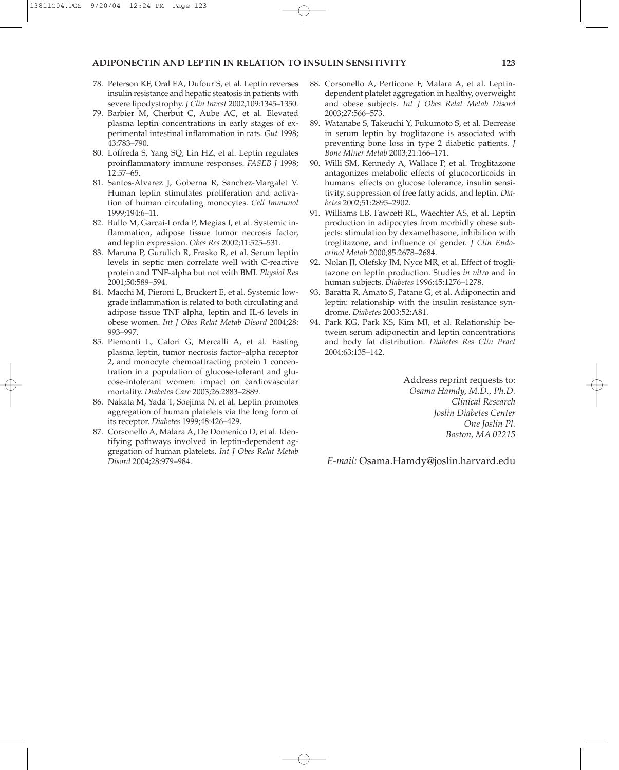78. Peterson KF, Oral EA, Dufour S, et al. Leptin reverses insulin resistance and hepatic steatosis in patients with severe lipodystrophy. *J Clin Invest* 2002;109:1345–1350.
79. Barbier M, Cherbut C, Aube AC, et al. Elevated plasma leptin concentrations in early stages of experimental intestinal inflammation in rats. *Gut* 1998; 43:783–790.
80. Loffreda S, Yang SQ, Lin HZ, et al. Leptin regulates proinflammatory immune responses. *FASEB J* 1998; 12:57–65.
81. Santos-Alvarez J, Goberna R, Sanchez-Margalet V. Human leptin stimulates proliferation and activation of human circulating monocytes. *Cell Immunol* 1999;194:6–11.
82. Bullo M, Garcai-Lorda P, Megias I, et al. Systemic inflammation, adipose tissue tumor necrosis factor, and leptin expression. *Obes Res* 2002;11:525–531.
83. Maruna P, Gurulich R, Frasko R, et al. Serum leptin levels in septic men correlate well with C-reactive protein and TNF-alpha but not with BMI. *Physiol Res* 2001;50:589–594.
84. Macchi M, Pieroni L, Bruckert E, et al. Systemic lowgrade inflammation is related to both circulating and adipose tissue TNF alpha, leptin and IL-6 levels in obese women. *Int J Obes Relat Metab Disord* 2004;28: 993–997.
85. Piemonti L, Calori G, Mercalli A, et al. Fasting plasma leptin, tumor necrosis factor–alpha receptor 2, and monocyte chemoattracting protein 1 concentration in a population of glucose-tolerant and glucose-intolerant women: impact on cardiovascular mortality. *Diabetes Care* 2003;26:2883–2889.
86. Nakata M, Yada T, Soejima N, et al. Leptin promotes aggregation of human platelets via the long form of its receptor. *Diabetes* 1999;48:426–429.
87. Corsonello A, Malara A, De Domenico D, et al. Identifying pathways involved in leptin-dependent aggregation of human platelets. *Int J Obes Relat Metab Disord* 2004;28:979–984.
88. Corsonello A, Perticone F, Malara A, et al. Leptindependent platelet aggregation in healthy, overweight and obese subjects. *Int J Obes Relat Metab Disord* 2003;27:566–573.
89. Watanabe S, Takeuchi Y, Fukumoto S, et al. Decrease in serum leptin by troglitazone is associated with preventing bone loss in type 2 diabetic patients. *J Bone Miner Metab* 2003;21:166–171.
90. Willi SM, Kennedy A, Wallace P, et al. Troglitazone antagonizes metabolic effects of glucocorticoids in humans: effects on glucose tolerance, insulin sensitivity, suppression of free fatty acids, and leptin. *Diabetes* 2002;51:2895–2902.
91. Williams LB, Fawcett RL, Waechter AS, et al. Leptin production in adipocytes from morbidly obese subjects: stimulation by dexamethasone, inhibition with troglitazone, and influence of gender. *J Clin Endocrinol Metab* 2000;85:2678–2684.
92. Nolan JJ, Olefsky JM, Nyce MR, et al. Effect of troglitazone on leptin production. Studies *in vitro* and in human subjects. *Diabetes* 1996;45:1276–1278.
93. Baratta R, Amato S, Patane G, et al. Adiponectin and leptin: relationship with the insulin resistance syndrome. *Diabetes* 2003;52:A81.
94. Park KG, Park KS, Kim MJ, et al. Relationship between serum adiponectin and leptin concentrations and body fat distribution. *Diabetes Res Clin Pract* 2004;63:135–142.

Address reprint requests to:
*Osama Hamdy, M.D., Ph.D.*
*Clinical Research*
*Joslin Diabetes Center*
*One Joslin Pl.*
*Boston, MA 02215*

*E-mail:* Osama.Hamdy@joslin.harvard.edu